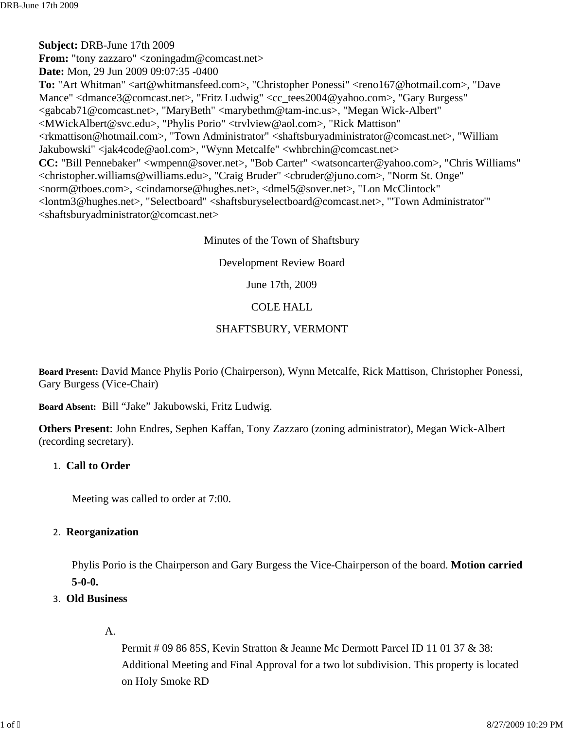**Subject:** DRB-June 17th 2009
**From:** "tony zazzaro" <zoningadm@comcast.net>
**Date:** Mon, 29 Jun 2009 09:07:35 -0400
**To:** "Art Whitman" <art@whitmansfeed.com>, "Christopher Ponessi" <reno167@hotmail.com>, "Dave Mance" <dmance3@comcast.net>, "Fritz Ludwig" <cc_tees2004@yahoo.com>, "Gary Burgess" <gabcab71@comcast.net>, "MaryBeth" <marybethm@tam-inc.us>, "Megan Wick-Albert" <MWickAlbert@svc.edu>, "Phylis Porio" <trvlview@aol.com>, "Rick Mattison" <rkmattison@hotmail.com>, "Town Administrator" <shaftsburyadministrator@comcast.net>, "William Jakubowski" <jak4code@aol.com>, "Wynn Metcalfe" <whbrchin@comcast.net>
**CC:** "Bill Pennebaker" <wmpenn@sover.net>, "Bob Carter" <watsoncarter@yahoo.com>, "Chris Williams" <christopher.williams@williams.edu>, "Craig Bruder" <cbruder@juno.com>, "Norm St. Onge" <norm@tboes.com>, <cindamorse@hughes.net>, <dmel5@sover.net>, "Lon McClintock" <lontm3@hughes.net>, "Selectboard" <shaftsburyselectboard@comcast.net>, "'Town Administrator'" <shaftsburyadministrator@comcast.net>

Minutes of the Town of Shaftsbury

Development Review Board

June 17th, 2009

COLE HALL

SHAFTSBURY, VERMONT

**Board Present:** David Mance Phylis Porio (Chairperson), Wynn Metcalfe, Rick Mattison, Christopher Ponessi, Gary Burgess (Vice-Chair)

**Board Absent:** Bill "Jake" Jakubowski, Fritz Ludwig.

**Others Present**: John Endres, Sephen Kaffan, Tony Zazzaro (zoning administrator), Megan Wick-Albert (recording secretary).

1. **Call to Order**

   Meeting was called to order at 7:00.

2. **Reorganization**

   Phylis Porio is the Chairperson and Gary Burgess the Vice-Chairperson of the board. **Motion carried 5-0-0.**

3. **Old Business**

   A. Permit # 09 86 85S, Kevin Stratton & Jeanne Mc Dermott Parcel ID 11 01 37 & 38: Additional Meeting and Final Approval for a two lot subdivision. This property is located on Holy Smoke RD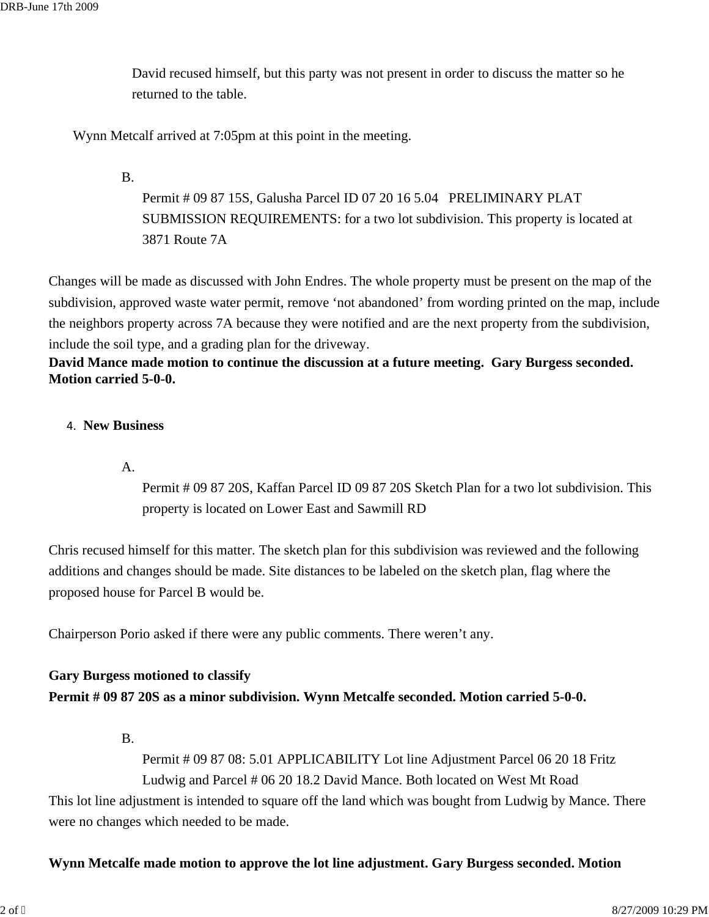David recused himself, but this party was not present in order to discuss the matter so he returned to the table.

Wynn Metcalf arrived at 7:05pm at this point in the meeting.

B. Permit # 09 87 15S, Galusha Parcel ID 07 20 16 5.04 PRELIMINARY PLAT SUBMISSION REQUIREMENTS: for a two lot subdivision. This property is located at 3871 Route 7A

Changes will be made as discussed with John Endres. The whole property must be present on the map of the subdivision, approved waste water permit, remove 'not abandoned' from wording printed on the map, include the neighbors property across 7A because they were notified and are the next property from the subdivision, include the soil type, and a grading plan for the driveway.

**David Mance made motion to continue the discussion at a future meeting. Gary Burgess seconded. Motion carried 5-0-0.**

4. **New Business**

A. Permit # 09 87 20S, Kaffan Parcel ID 09 87 20S Sketch Plan for a two lot subdivision. This property is located on Lower East and Sawmill RD

Chris recused himself for this matter. The sketch plan for this subdivision was reviewed and the following additions and changes should be made. Site distances to be labeled on the sketch plan, flag where the proposed house for Parcel B would be.

Chairperson Porio asked if there were any public comments. There weren't any.

**Gary Burgess motioned to classify Permit # 09 87 20S as a minor subdivision. Wynn Metcalfe seconded. Motion carried 5-0-0.**

B. Permit # 09 87 08: 5.01 APPLICABILITY Lot line Adjustment Parcel 06 20 18 Fritz Ludwig and Parcel # 06 20 18.2 David Mance. Both located on West Mt Road

This lot line adjustment is intended to square off the land which was bought from Ludwig by Mance. There were no changes which needed to be made.

**Wynn Metcalfe made motion to approve the lot line adjustment. Gary Burgess seconded. Motion**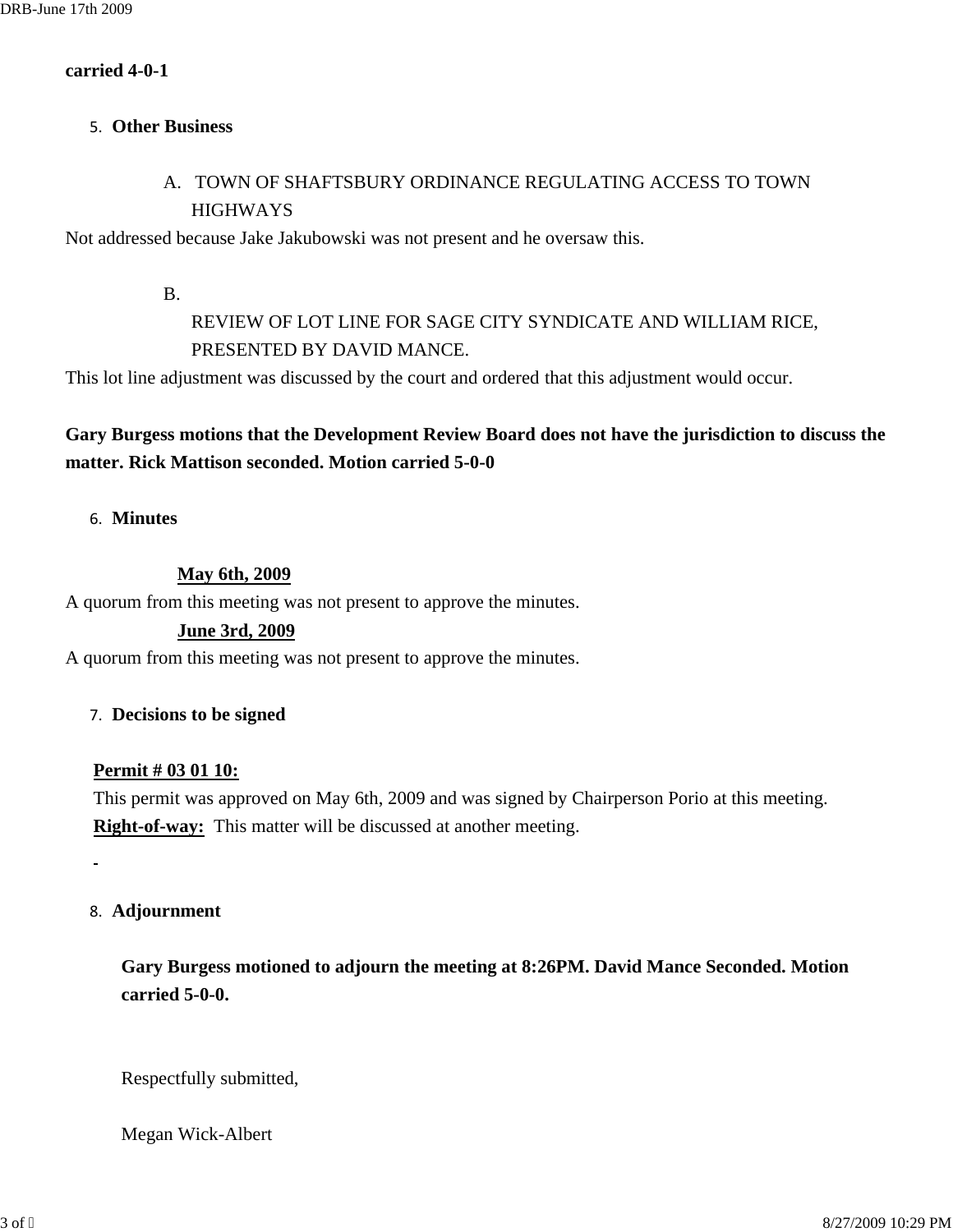**carried 4-0-1**

5. **Other Business**

A. TOWN OF SHAFTSBURY ORDINANCE REGULATING ACCESS TO TOWN HIGHWAYS

Not addressed because Jake Jakubowski was not present and he oversaw this.

B. REVIEW OF LOT LINE FOR SAGE CITY SYNDICATE AND WILLIAM RICE, PRESENTED BY DAVID MANCE.

This lot line adjustment was discussed by the court and ordered that this adjustment would occur.

**Gary Burgess motions that the Development Review Board does not have the jurisdiction to discuss the matter. Rick Mattison seconded. Motion carried 5-0-0**

6. **Minutes**

**May 6th, 2009**

A quorum from this meeting was not present to approve the minutes.

**June 3rd, 2009**

A quorum from this meeting was not present to approve the minutes.

7. **Decisions to be signed**

**Permit # 03 01 10:**
This permit was approved on May 6th, 2009 and was signed by Chairperson Porio at this meeting.
**Right-of-way:** This matter will be discussed at another meeting.

8. **Adjournment**

**Gary Burgess motioned to adjourn the meeting at 8:26PM. David Mance Seconded. Motion carried 5-0-0.**

Respectfully submitted,

Megan Wick-Albert